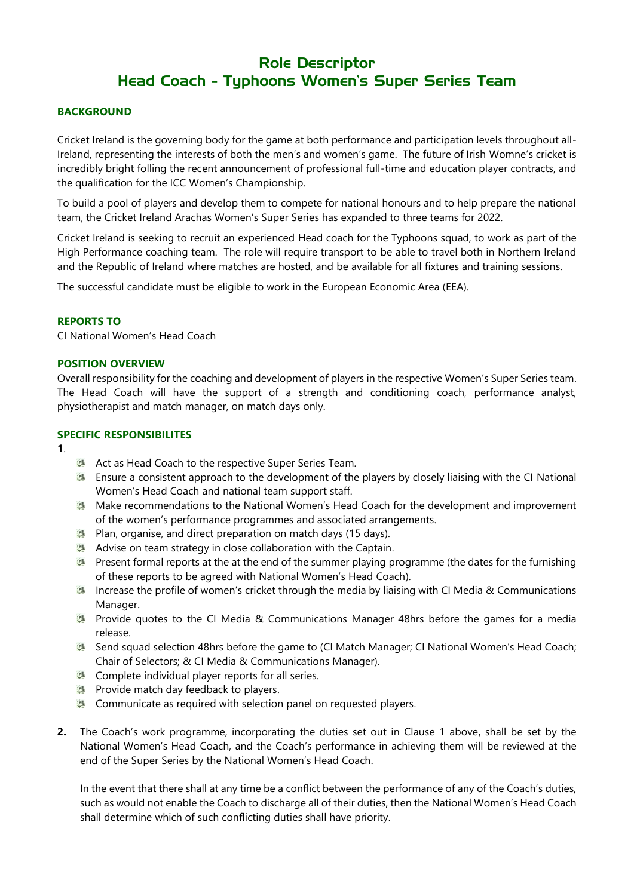# Role Descriptor
# Head Coach - Typhoons Women's Super Series Team

## BACKGROUND

Cricket Ireland is the governing body for the game at both performance and participation levels throughout all-Ireland, representing the interests of both the men's and women's game. The future of Irish Womne's cricket is incredibly bright folling the recent announcement of professional full-time and education player contracts, and the qualification for the ICC Women's Championship.

To build a pool of players and develop them to compete for national honours and to help prepare the national team, the Cricket Ireland Arachas Women's Super Series has expanded to three teams for 2022.

Cricket Ireland is seeking to recruit an experienced Head coach for the Typhoons squad, to work as part of the High Performance coaching team. The role will require transport to be able to travel both in Northern Ireland and the Republic of Ireland where matches are hosted, and be available for all fixtures and training sessions.

The successful candidate must be eligible to work in the European Economic Area (EEA).

## REPORTS TO

CI National Women's Head Coach

## POSITION OVERVIEW

Overall responsibility for the coaching and development of players in the respective Women's Super Series team. The Head Coach will have the support of a strength and conditioning coach, performance analyst, physiotherapist and match manager, on match days only.

## SPECIFIC RESPONSIBILITES

**1**.

- Act as Head Coach to the respective Super Series Team.
- Ensure a consistent approach to the development of the players by closely liaising with the CI National Women's Head Coach and national team support staff.
- Make recommendations to the National Women's Head Coach for the development and improvement of the women's performance programmes and associated arrangements.
- Plan, organise, and direct preparation on match days (15 days).
- Advise on team strategy in close collaboration with the Captain.
- Present formal reports at the at the end of the summer playing programme (the dates for the furnishing of these reports to be agreed with National Women's Head Coach).
- Increase the profile of women's cricket through the media by liaising with CI Media & Communications Manager.
- Provide quotes to the CI Media & Communications Manager 48hrs before the games for a media release.
- Send squad selection 48hrs before the game to (CI Match Manager; CI National Women's Head Coach; Chair of Selectors; & CI Media & Communications Manager).
- Complete individual player reports for all series.
- Provide match day feedback to players.
- Communicate as required with selection panel on requested players.

**2.** The Coach's work programme, incorporating the duties set out in Clause 1 above, shall be set by the National Women's Head Coach, and the Coach's performance in achieving them will be reviewed at the end of the Super Series by the National Women's Head Coach.

In the event that there shall at any time be a conflict between the performance of any of the Coach's duties, such as would not enable the Coach to discharge all of their duties, then the National Women's Head Coach shall determine which of such conflicting duties shall have priority.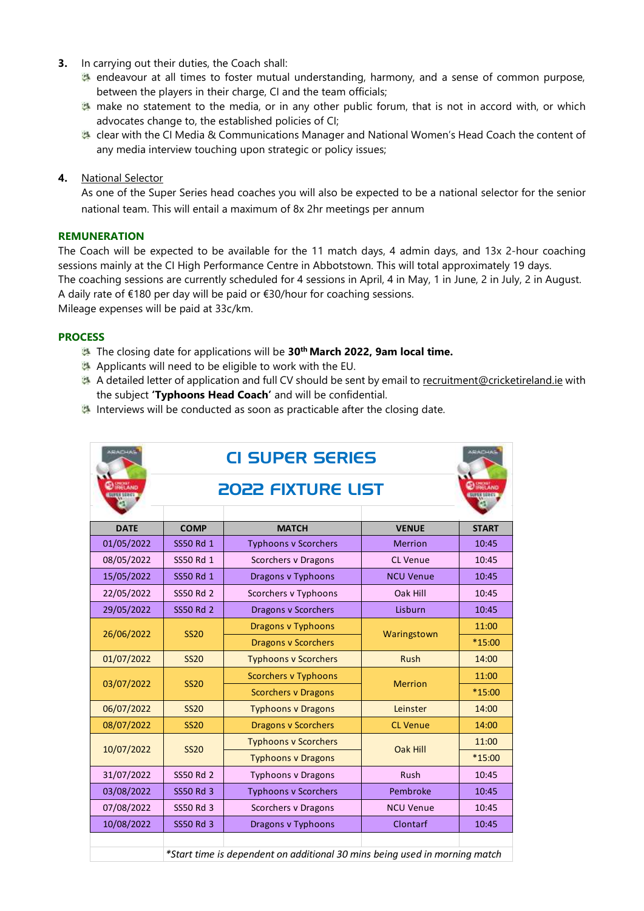3. In carrying out their duties, the Coach shall:
   - endeavour at all times to foster mutual understanding, harmony, and a sense of common purpose, between the players in their charge, CI and the team officials;
   - make no statement to the media, or in any other public forum, that is not in accord with, or which advocates change to, the established policies of CI;
   - clear with the CI Media & Communications Manager and National Women's Head Coach the content of any media interview touching upon strategic or policy issues;

4. National Selector
   As one of the Super Series head coaches you will also be expected to be a national selector for the senior national team. This will entail a maximum of 8x 2hr meetings per annum

## REMUNERATION

The Coach will be expected to be available for the 11 match days, 4 admin days, and 13x 2-hour coaching sessions mainly at the CI High Performance Centre in Abbotstown. This will total approximately 19 days.
The coaching sessions are currently scheduled for 4 sessions in April, 4 in May, 1 in June, 2 in July, 2 in August.
A daily rate of €180 per day will be paid or €30/hour for coaching sessions.
Mileage expenses will be paid at 33c/km.

## PROCESS

- The closing date for applications will be **30th March 2022, 9am local time.**
- Applicants will need to be eligible to work with the EU.
- A detailed letter of application and full CV should be sent by email to recruitment@cricketireland.ie with the subject '**Typhoons Head Coach**' and will be confidential.
- Interviews will be conducted as soon as practicable after the closing date.

## CI SUPER SERIES
## 2022 FIXTURE LIST

| DATE | COMP | MATCH | VENUE | START |
|---|---|---|---|---|
| 01/05/2022 | SS50 Rd 1 | Typhoons v Scorchers | Merrion | 10:45 |
| 08/05/2022 | SS50 Rd 1 | Scorchers v Dragons | CL Venue | 10:45 |
| 15/05/2022 | SS50 Rd 1 | Dragons v Typhoons | NCU Venue | 10:45 |
| 22/05/2022 | SS50 Rd 2 | Scorchers v Typhoons | Oak Hill | 10:45 |
| 29/05/2022 | SS50 Rd 2 | Dragons v Scorchers | Lisburn | 10:45 |
| 26/06/2022 | SS20 | Dragons v Typhoons | Waringstown | 11:00 |
| | | Dragons v Scorchers | | *15:00 |
| 01/07/2022 | SS20 | Typhoons v Scorchers | Rush | 14:00 |
| 03/07/2022 | SS20 | Scorchers v Typhoons | Merrion | 11:00 |
| | | Scorchers v Dragons | | *15:00 |
| 06/07/2022 | SS20 | Typhoons v Dragons | Leinster | 14:00 |
| 08/07/2022 | SS20 | Dragons v Scorchers | CL Venue | 14:00 |
| 10/07/2022 | SS20 | Typhoons v Scorchers | Oak Hill | 11:00 |
| | | Typhoons v Dragons | | *15:00 |
| 31/07/2022 | SS50 Rd 2 | Typhoons v Dragons | Rush | 10:45 |
| 03/08/2022 | SS50 Rd 3 | Typhoons v Scorchers | Pembroke | 10:45 |
| 07/08/2022 | SS50 Rd 3 | Scorchers v Dragons | NCU Venue | 10:45 |
| 10/08/2022 | SS50 Rd 3 | Dragons v Typhoons | Clontarf | 10:45 |

*Start time is dependent on additional 30 mins being used in morning match*